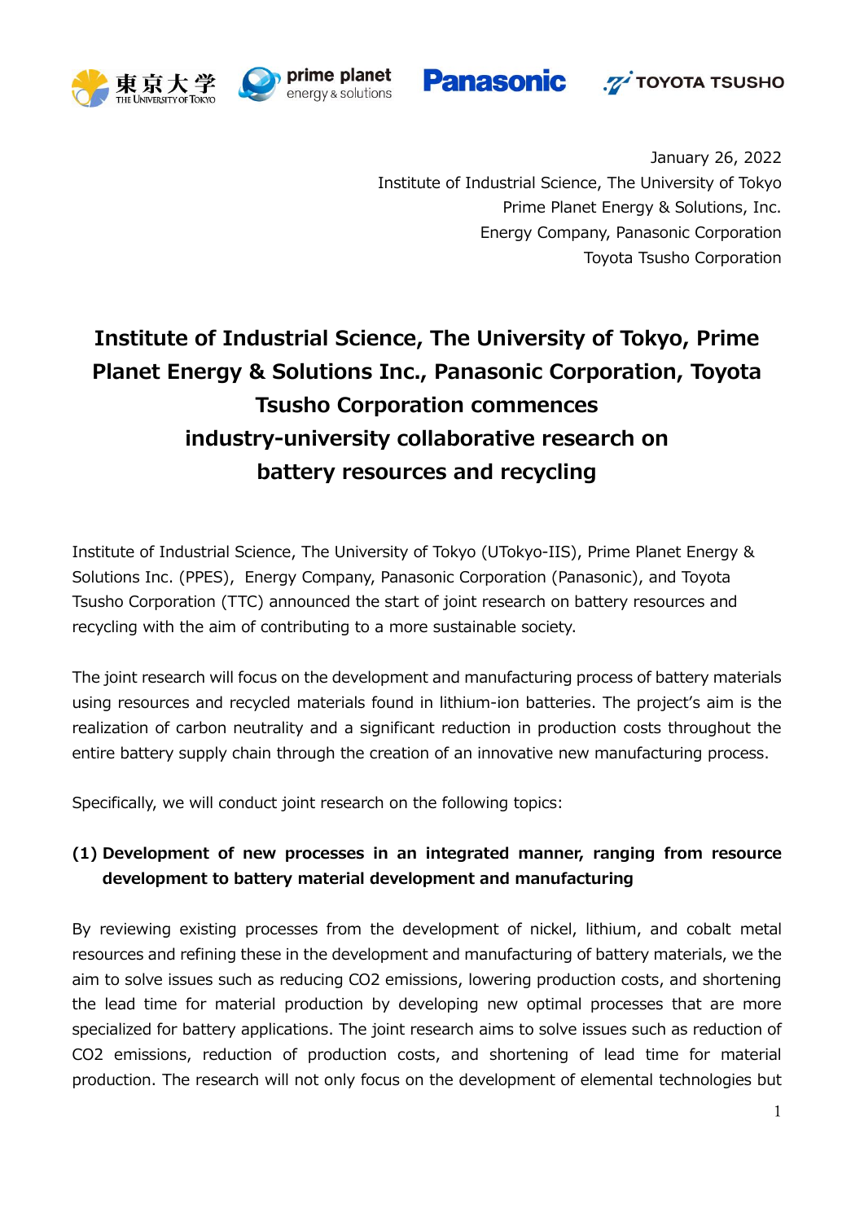January 26, 2022
Institute of Industrial Science, The University of Tokyo
Prime Planet Energy & Solutions, Inc.
Energy Company, Panasonic Corporation
Toyota Tsusho Corporation

# Institute of Industrial Science, The University of Tokyo, Prime Planet Energy & Solutions Inc., Panasonic Corporation, Toyota Tsusho Corporation commences industry-university collaborative research on battery resources and recycling

Institute of Industrial Science, The University of Tokyo (UTokyo-IIS), Prime Planet Energy & Solutions Inc. (PPES), Energy Company, Panasonic Corporation (Panasonic), and Toyota Tsusho Corporation (TTC) announced the start of joint research on battery resources and recycling with the aim of contributing to a more sustainable society.

The joint research will focus on the development and manufacturing process of battery materials using resources and recycled materials found in lithium-ion batteries. The project's aim is the realization of carbon neutrality and a significant reduction in production costs throughout the entire battery supply chain through the creation of an innovative new manufacturing process.

Specifically, we will conduct joint research on the following topics:

**(1) Development of new processes in an integrated manner, ranging from resource development to battery material development and manufacturing**

By reviewing existing processes from the development of nickel, lithium, and cobalt metal resources and refining these in the development and manufacturing of battery materials, we the aim to solve issues such as reducing CO2 emissions, lowering production costs, and shortening the lead time for material production by developing new optimal processes that are more specialized for battery applications. The joint research aims to solve issues such as reduction of CO2 emissions, reduction of production costs, and shortening of lead time for material production. The research will not only focus on the development of elemental technologies but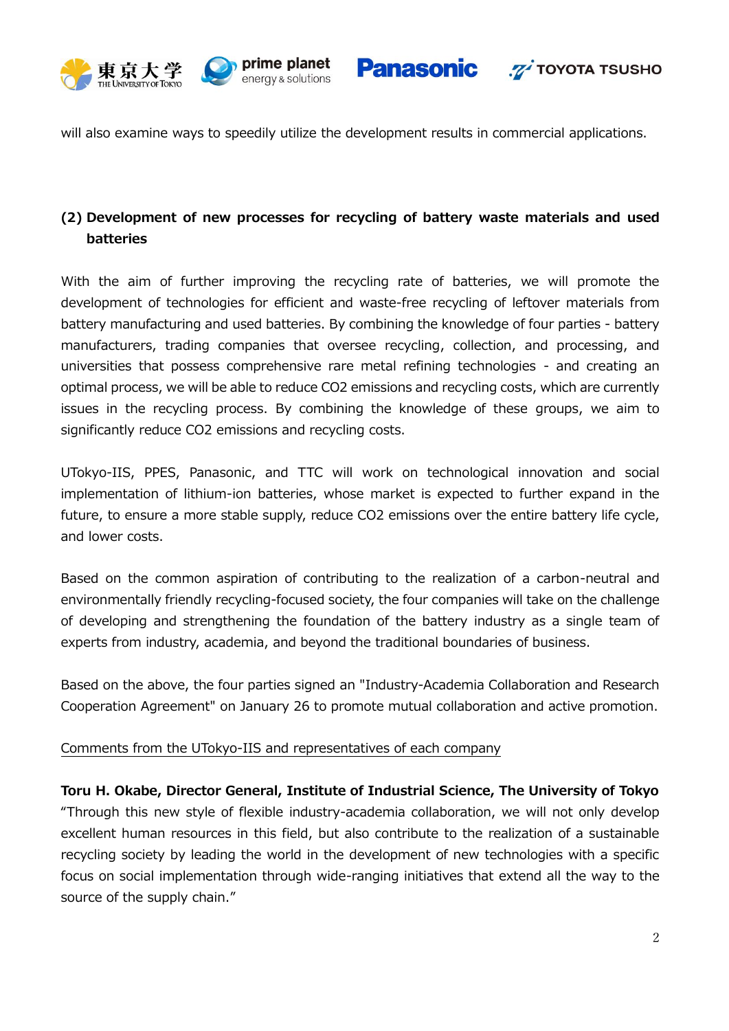will also examine ways to speedily utilize the development results in commercial applications.

**(2) Development of new processes for recycling of battery waste materials and used batteries**

With the aim of further improving the recycling rate of batteries, we will promote the development of technologies for efficient and waste-free recycling of leftover materials from battery manufacturing and used batteries. By combining the knowledge of four parties - battery manufacturers, trading companies that oversee recycling, collection, and processing, and universities that possess comprehensive rare metal refining technologies - and creating an optimal process, we will be able to reduce CO2 emissions and recycling costs, which are currently issues in the recycling process. By combining the knowledge of these groups, we aim to significantly reduce CO2 emissions and recycling costs.

UTokyo-IIS, PPES, Panasonic, and TTC will work on technological innovation and social implementation of lithium-ion batteries, whose market is expected to further expand in the future, to ensure a more stable supply, reduce CO2 emissions over the entire battery life cycle, and lower costs.

Based on the common aspiration of contributing to the realization of a carbon-neutral and environmentally friendly recycling-focused society, the four companies will take on the challenge of developing and strengthening the foundation of the battery industry as a single team of experts from industry, academia, and beyond the traditional boundaries of business.

Based on the above, the four parties signed an "Industry-Academia Collaboration and Research Cooperation Agreement" on January 26 to promote mutual collaboration and active promotion.

<u>Comments from the UTokyo-IIS and representatives of each company</u>

**Toru H. Okabe, Director General, Institute of Industrial Science, The University of Tokyo**
"Through this new style of flexible industry-academia collaboration, we will not only develop excellent human resources in this field, but also contribute to the realization of a sustainable recycling society by leading the world in the development of new technologies with a specific focus on social implementation through wide-ranging initiatives that extend all the way to the source of the supply chain."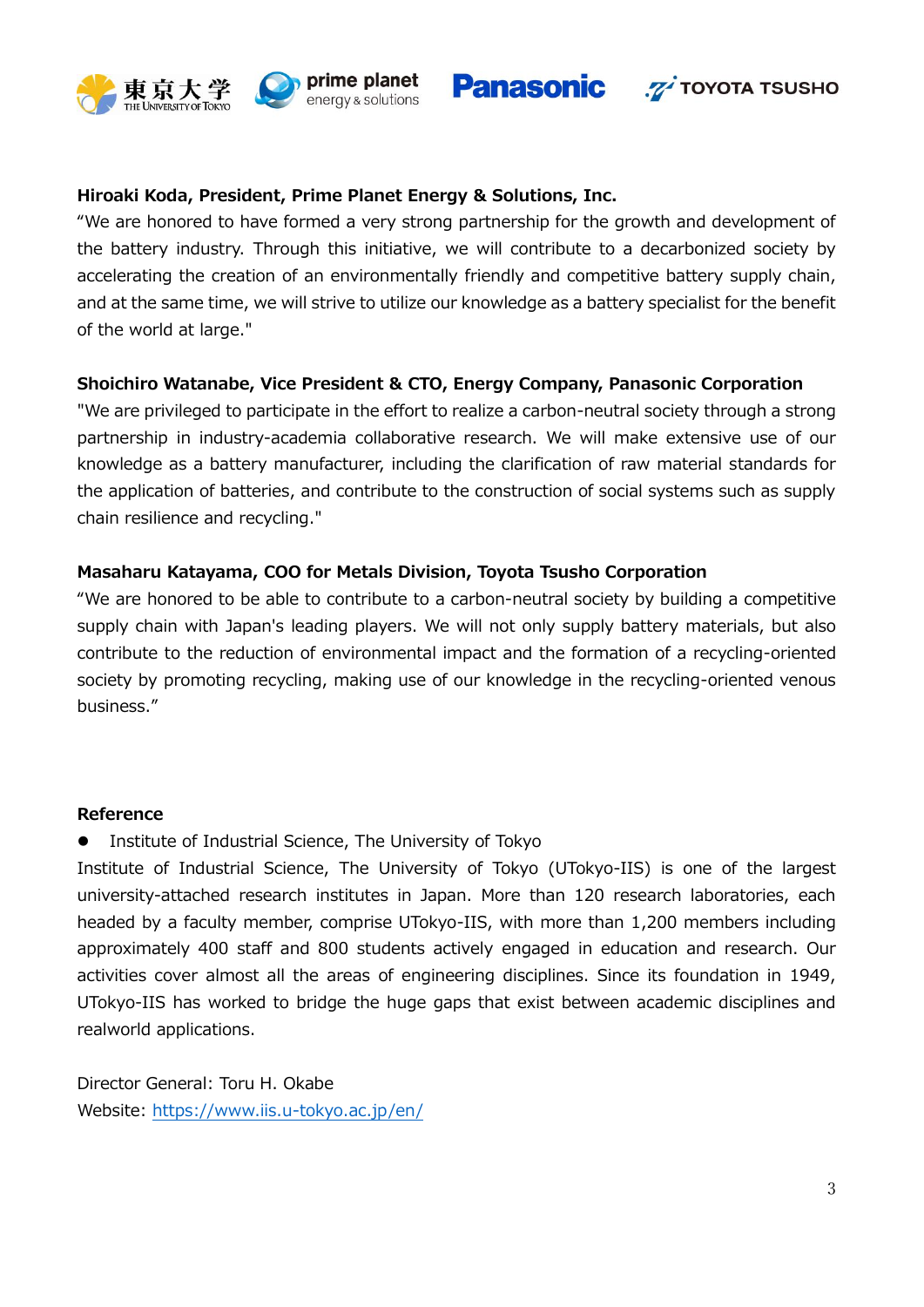**Hiroaki Koda, President, Prime Planet Energy & Solutions, Inc.**

"We are honored to have formed a very strong partnership for the growth and development of the battery industry. Through this initiative, we will contribute to a decarbonized society by accelerating the creation of an environmentally friendly and competitive battery supply chain, and at the same time, we will strive to utilize our knowledge as a battery specialist for the benefit of the world at large."

**Shoichiro Watanabe, Vice President & CTO, Energy Company, Panasonic Corporation**

"We are privileged to participate in the effort to realize a carbon-neutral society through a strong partnership in industry-academia collaborative research. We will make extensive use of our knowledge as a battery manufacturer, including the clarification of raw material standards for the application of batteries, and contribute to the construction of social systems such as supply chain resilience and recycling."

**Masaharu Katayama, COO for Metals Division, Toyota Tsusho Corporation**

"We are honored to be able to contribute to a carbon-neutral society by building a competitive supply chain with Japan's leading players. We will not only supply battery materials, but also contribute to the reduction of environmental impact and the formation of a recycling-oriented society by promoting recycling, making use of our knowledge in the recycling-oriented venous business."

**Reference**

- Institute of Industrial Science, The University of Tokyo

Institute of Industrial Science, The University of Tokyo (UTokyo-IIS) is one of the largest university-attached research institutes in Japan. More than 120 research laboratories, each headed by a faculty member, comprise UTokyo-IIS, with more than 1,200 members including approximately 400 staff and 800 students actively engaged in education and research. Our activities cover almost all the areas of engineering disciplines. Since its foundation in 1949, UTokyo-IIS has worked to bridge the huge gaps that exist between academic disciplines and realworld applications.

Director General: Toru H. Okabe
Website: https://www.iis.u-tokyo.ac.jp/en/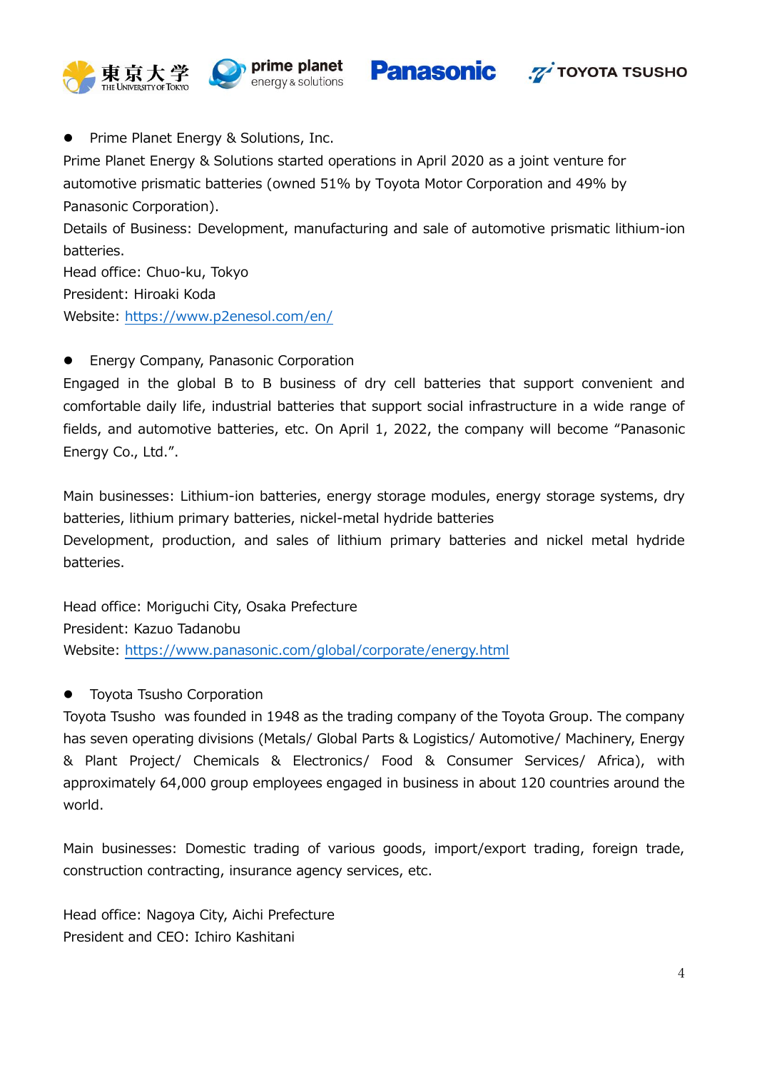- Prime Planet Energy & Solutions, Inc.

Prime Planet Energy & Solutions started operations in April 2020 as a joint venture for automotive prismatic batteries (owned 51% by Toyota Motor Corporation and 49% by Panasonic Corporation).

Details of Business: Development, manufacturing and sale of automotive prismatic lithium-ion batteries.

Head office: Chuo-ku, Tokyo

President: Hiroaki Koda

Website: https://www.p2enesol.com/en/

- Energy Company, Panasonic Corporation

Engaged in the global B to B business of dry cell batteries that support convenient and comfortable daily life, industrial batteries that support social infrastructure in a wide range of fields, and automotive batteries, etc. On April 1, 2022, the company will become “Panasonic Energy Co., Ltd.”.

Main businesses: Lithium-ion batteries, energy storage modules, energy storage systems, dry batteries, lithium primary batteries, nickel-metal hydride batteries

Development, production, and sales of lithium primary batteries and nickel metal hydride batteries.

Head office: Moriguchi City, Osaka Prefecture

President: Kazuo Tadanobu

Website: https://www.panasonic.com/global/corporate/energy.html

- Toyota Tsusho Corporation

Toyota Tsusho was founded in 1948 as the trading company of the Toyota Group. The company has seven operating divisions (Metals/ Global Parts & Logistics/ Automotive/ Machinery, Energy & Plant Project/ Chemicals & Electronics/ Food & Consumer Services/ Africa), with approximately 64,000 group employees engaged in business in about 120 countries around the world.

Main businesses: Domestic trading of various goods, import/export trading, foreign trade, construction contracting, insurance agency services, etc.

Head office: Nagoya City, Aichi Prefecture

President and CEO: Ichiro Kashitani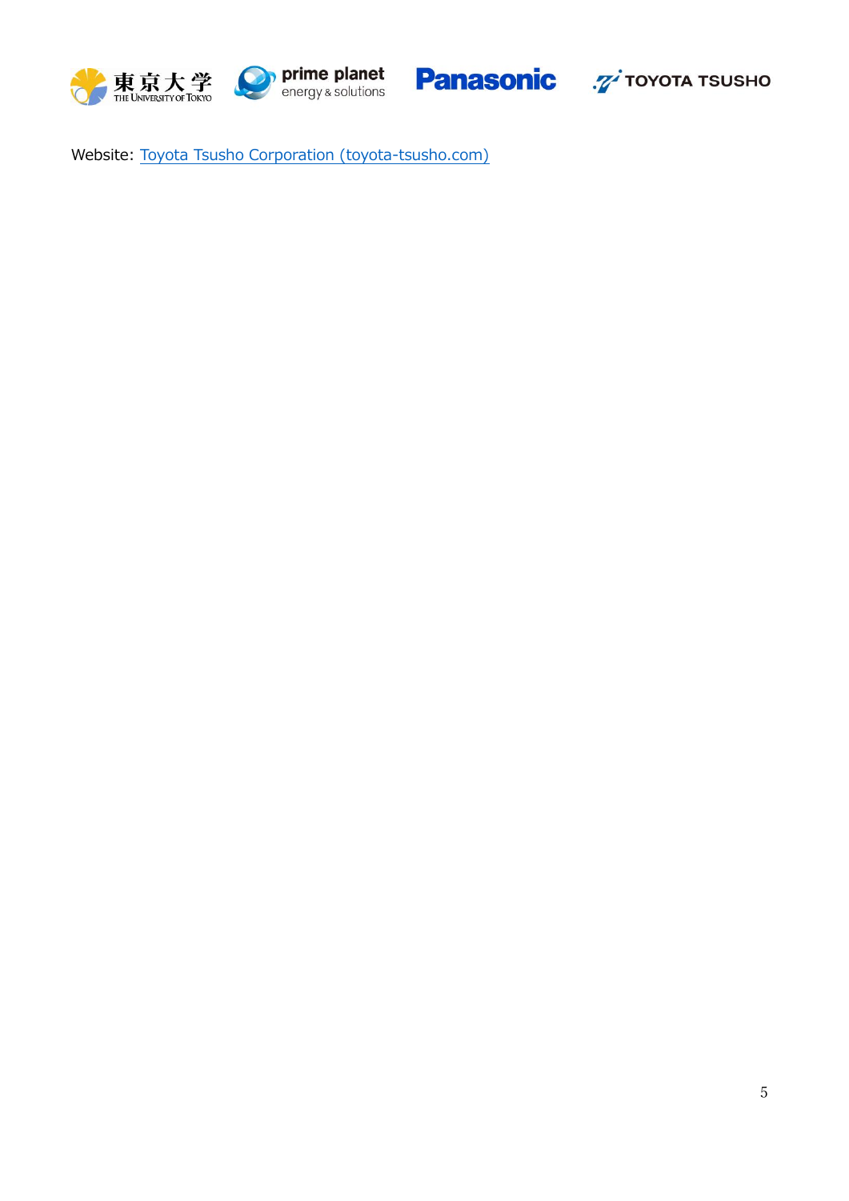Website: [Toyota Tsusho Corporation (toyota-tsusho.com)](https://www.toyota-tsusho.com)